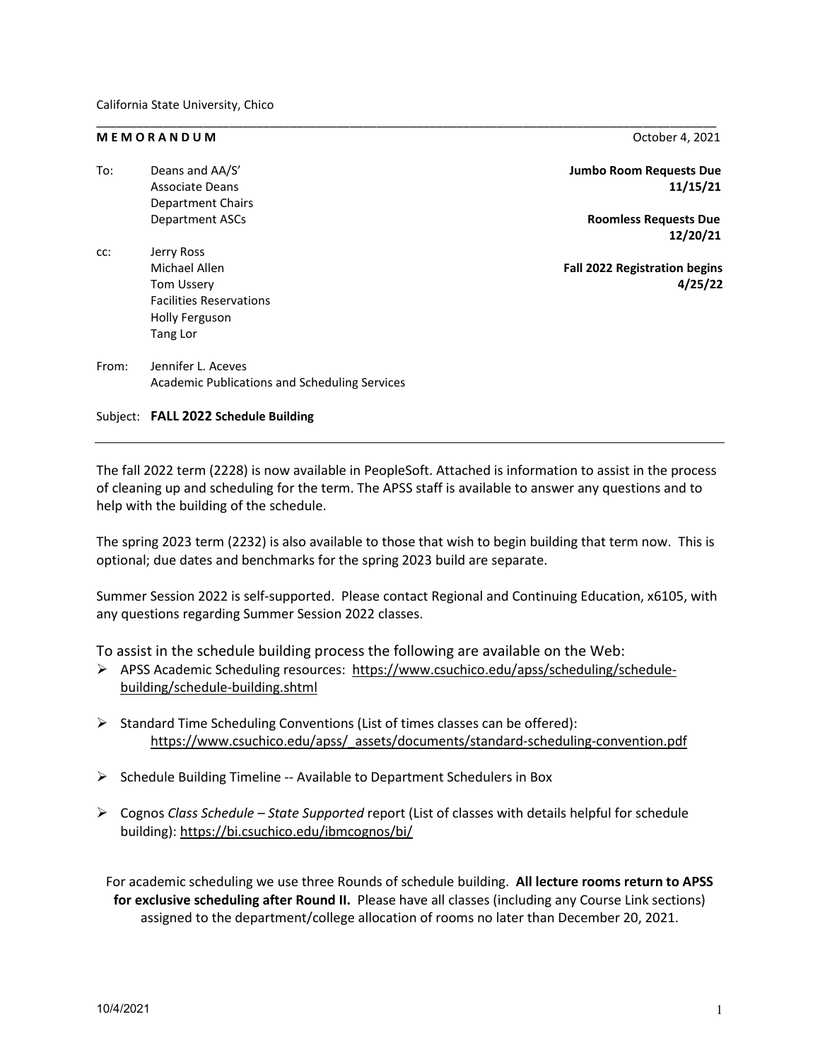California State University, Chico

**M E M O R A N D U M** October 4, 2021

To: Deans and AA/S'
Associate Deans
Department Chairs
Department ASCs

cc: Jerry Ross
Michael Allen
Tom Ussery
Facilities Reservations
Holly Ferguson
Tang Lor

From: Jennifer L. Aceves
Academic Publications and Scheduling Services

**Jumbo Room Requests Due 11/15/21**

**Roomless Requests Due 12/20/21**

**Fall 2022 Registration begins 4/25/22**

Subject: **FALL 2022 Schedule Building**

---

The fall 2022 term (2228) is now available in PeopleSoft. Attached is information to assist in the process of cleaning up and scheduling for the term. The APSS staff is available to answer any questions and to help with the building of the schedule.

The spring 2023 term (2232) is also available to those that wish to begin building that term now. This is optional; due dates and benchmarks for the spring 2023 build are separate.

Summer Session 2022 is self-supported. Please contact Regional and Continuing Education, x6105, with any questions regarding Summer Session 2022 classes.

To assist in the schedule building process the following are available on the Web:

- APSS Academic Scheduling resources: https://www.csuchico.edu/apss/scheduling/schedule-building/schedule-building.shtml
- Standard Time Scheduling Conventions (List of times classes can be offered): https://www.csuchico.edu/apss/_assets/documents/standard-scheduling-convention.pdf
- Schedule Building Timeline -- Available to Department Schedulers in Box
- Cognos *Class Schedule – State Supported* report (List of classes with details helpful for schedule building): https://bi.csuchico.edu/ibmcognos/bi/

For academic scheduling we use three Rounds of schedule building. **All lecture rooms return to APSS for exclusive scheduling after Round II.** Please have all classes (including any Course Link sections) assigned to the department/college allocation of rooms no later than December 20, 2021.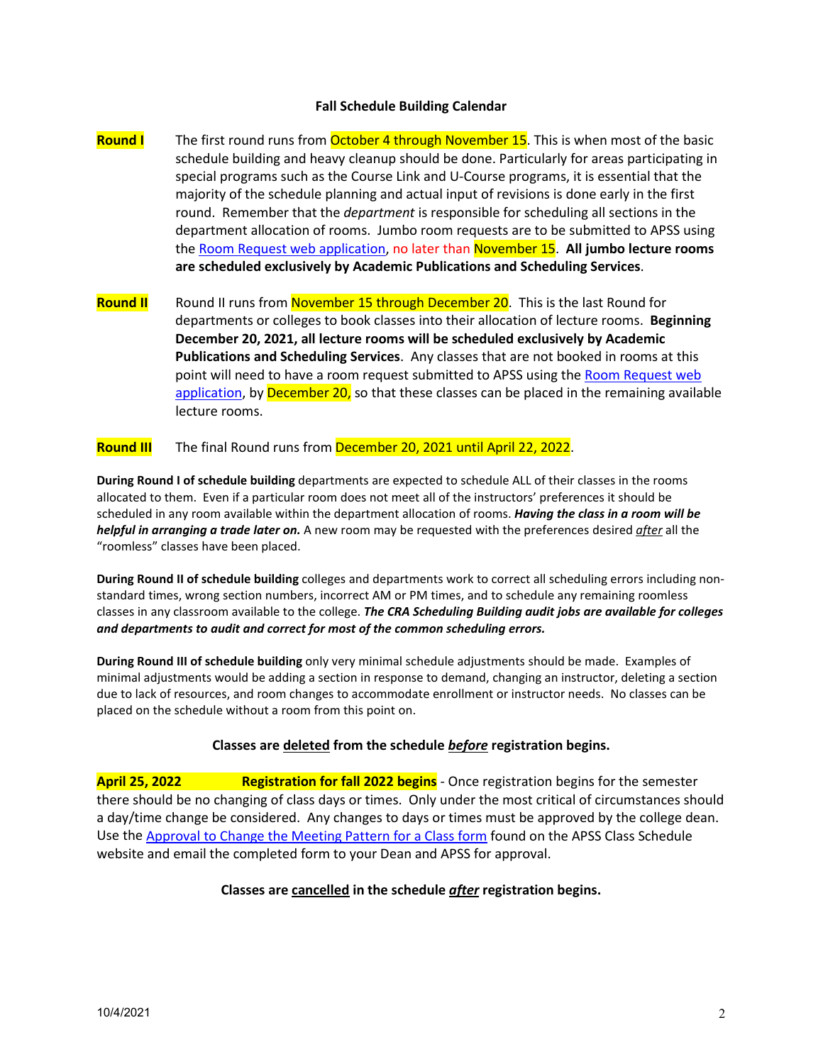**Fall Schedule Building Calendar**

**Round I** The first round runs from October 4 through November 15. This is when most of the basic schedule building and heavy cleanup should be done. Particularly for areas participating in special programs such as the Course Link and U-Course programs, it is essential that the majority of the schedule planning and actual input of revisions is done early in the first round. Remember that the *department* is responsible for scheduling all sections in the department allocation of rooms. Jumbo room requests are to be submitted to APSS using the Room Request web application, no later than November 15. **All jumbo lecture rooms are scheduled exclusively by Academic Publications and Scheduling Services**.

**Round II** Round II runs from November 15 through December 20. This is the last Round for departments or colleges to book classes into their allocation of lecture rooms. **Beginning December 20, 2021, all lecture rooms will be scheduled exclusively by Academic Publications and Scheduling Services**. Any classes that are not booked in rooms at this point will need to have a room request submitted to APSS using the Room Request web application, by December 20, so that these classes can be placed in the remaining available lecture rooms.

**Round III** The final Round runs from December 20, 2021 until April 22, 2022.

**During Round I of schedule building** departments are expected to schedule ALL of their classes in the rooms allocated to them. Even if a particular room does not meet all of the instructors' preferences it should be scheduled in any room available within the department allocation of rooms. ***Having the class in a room will be helpful in arranging a trade later on.*** A new room may be requested with the preferences desired *after* all the "roomless" classes have been placed.

**During Round II of schedule building** colleges and departments work to correct all scheduling errors including non-standard times, wrong section numbers, incorrect AM or PM times, and to schedule any remaining roomless classes in any classroom available to the college. ***The CRA Scheduling Building audit jobs are available for colleges and departments to audit and correct for most of the common scheduling errors.***

**During Round III of schedule building** only very minimal schedule adjustments should be made. Examples of minimal adjustments would be adding a section in response to demand, changing an instructor, deleting a section due to lack of resources, and room changes to accommodate enrollment or instructor needs. No classes can be placed on the schedule without a room from this point on.

**Classes are deleted from the schedule *before* registration begins.**

**April 25, 2022** **Registration for fall 2022 begins** - Once registration begins for the semester there should be no changing of class days or times. Only under the most critical of circumstances should a day/time change be considered. Any changes to days or times must be approved by the college dean. Use the Approval to Change the Meeting Pattern for a Class form found on the APSS Class Schedule website and email the completed form to your Dean and APSS for approval.

**Classes are cancelled in the schedule *after* registration begins.**

10/4/2021